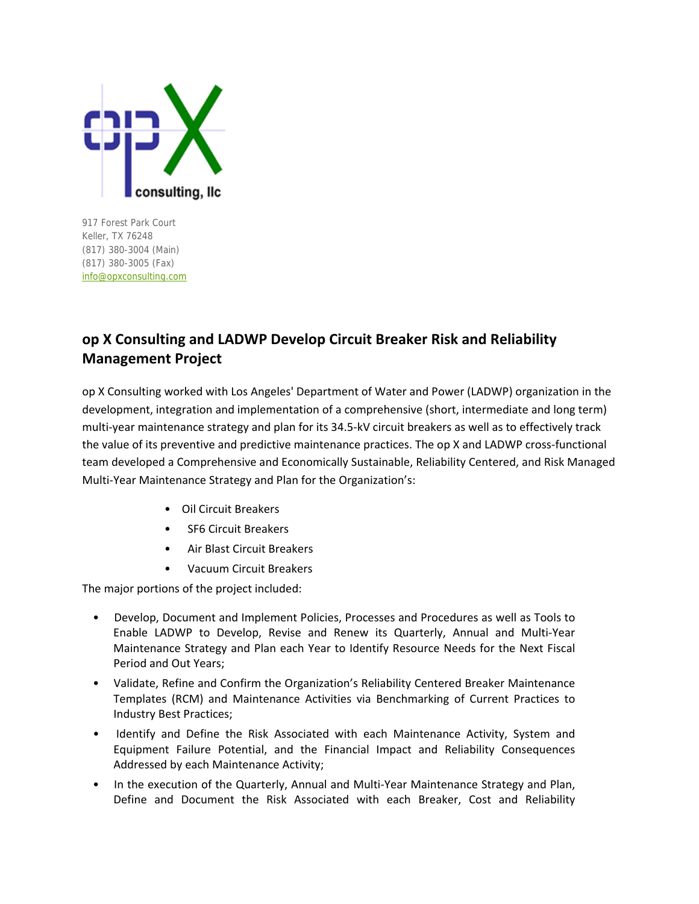917 Forest Park Court
Keller, TX 76248
(817) 380-3004 (Main)
(817) 380-3005 (Fax)
info@opxconsulting.com

## op X Consulting and LADWP Develop Circuit Breaker Risk and Reliability Management Project

op X Consulting worked with Los Angeles' Department of Water and Power (LADWP) organization in the development, integration and implementation of a comprehensive (short, intermediate and long term) multi-year maintenance strategy and plan for its 34.5-kV circuit breakers as well as to effectively track the value of its preventive and predictive maintenance practices. The op X and LADWP cross-functional team developed a Comprehensive and Economically Sustainable, Reliability Centered, and Risk Managed Multi-Year Maintenance Strategy and Plan for the Organization's:

- Oil Circuit Breakers
- SF6 Circuit Breakers
- Air Blast Circuit Breakers
- Vacuum Circuit Breakers

The major portions of the project included:

- Develop, Document and Implement Policies, Processes and Procedures as well as Tools to Enable LADWP to Develop, Revise and Renew its Quarterly, Annual and Multi-Year Maintenance Strategy and Plan each Year to Identify Resource Needs for the Next Fiscal Period and Out Years;
- Validate, Refine and Confirm the Organization's Reliability Centered Breaker Maintenance Templates (RCM) and Maintenance Activities via Benchmarking of Current Practices to Industry Best Practices;
- Identify and Define the Risk Associated with each Maintenance Activity, System and Equipment Failure Potential, and the Financial Impact and Reliability Consequences Addressed by each Maintenance Activity;
- In the execution of the Quarterly, Annual and Multi-Year Maintenance Strategy and Plan, Define and Document the Risk Associated with each Breaker, Cost and Reliability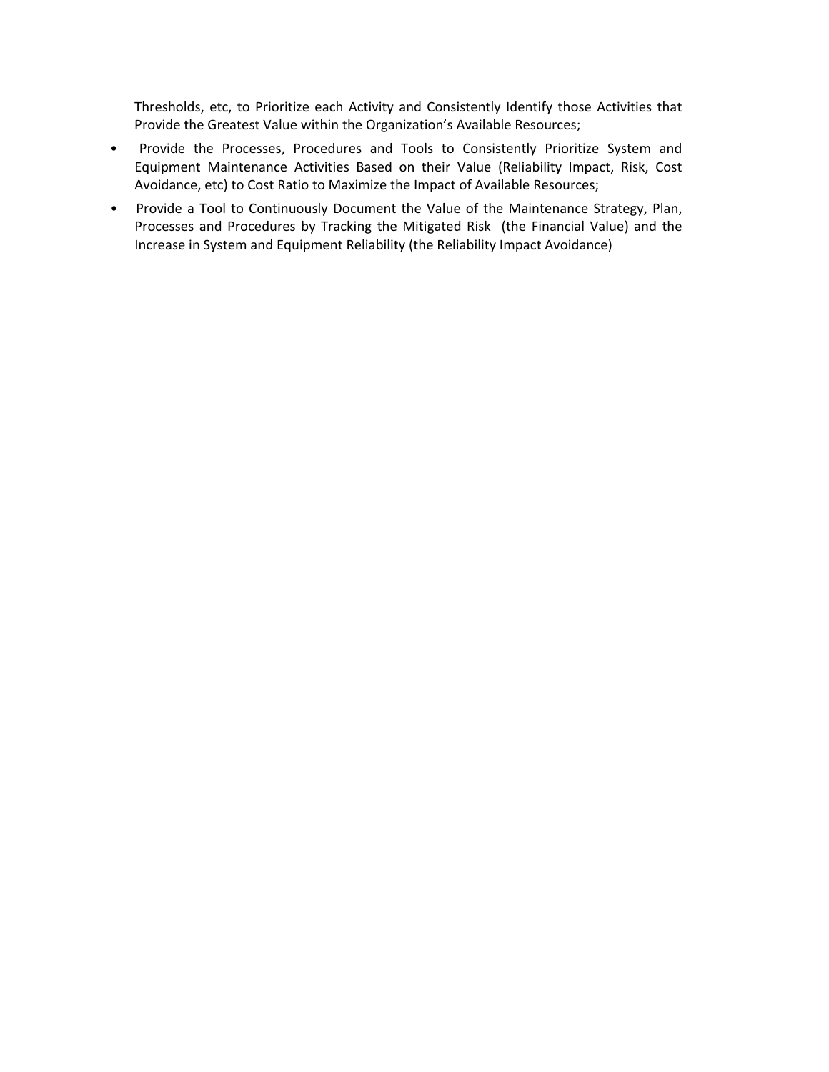Thresholds, etc, to Prioritize each Activity and Consistently Identify those Activities that Provide the Greatest Value within the Organization's Available Resources;

- Provide the Processes, Procedures and Tools to Consistently Prioritize System and Equipment Maintenance Activities Based on their Value (Reliability Impact, Risk, Cost Avoidance, etc) to Cost Ratio to Maximize the Impact of Available Resources;
- Provide a Tool to Continuously Document the Value of the Maintenance Strategy, Plan, Processes and Procedures by Tracking the Mitigated Risk (the Financial Value) and the Increase in System and Equipment Reliability (the Reliability Impact Avoidance)